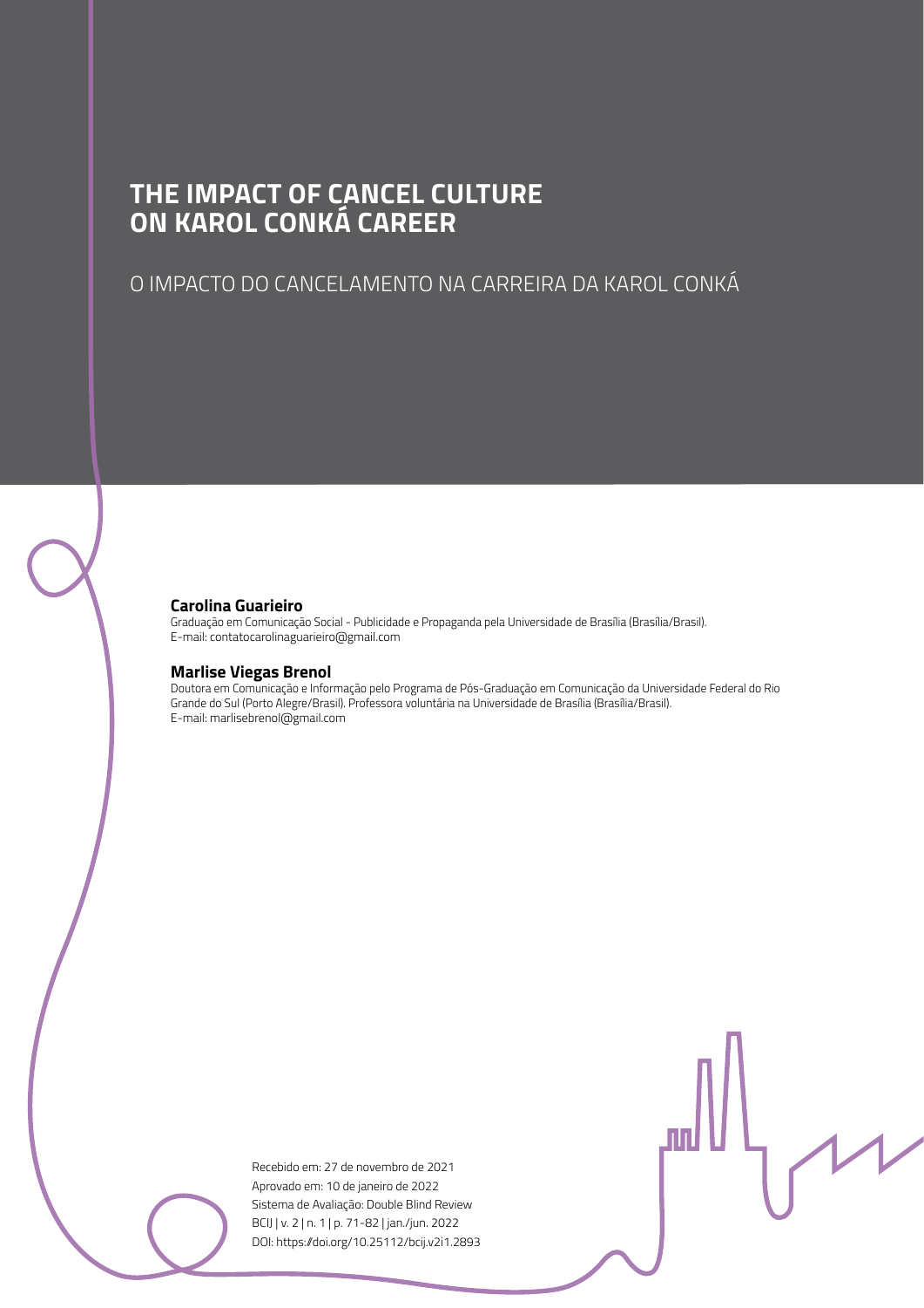# THE IMPACT OF CANCEL CULTURE ON KAROL CONKÁ CAREER

## O IMPACTO DO CANCELAMENTO NA CARREIRA DA KAROL CONKÁ

**Carolina Guarieiro**
Graduação em Comunicação Social - Publicidade e Propaganda pela Universidade de Brasília (Brasília/Brasil).
E-mail: contatocarolinaguarieiro@gmail.com

**Marlise Viegas Brenol**
Doutora em Comunicação e Informação pelo Programa de Pós-Graduação em Comunicação da Universidade Federal do Rio Grande do Sul (Porto Alegre/Brasil). Professora voluntária na Universidade de Brasília (Brasília/Brasil).
E-mail: marlisebrenol@gmail.com

Recebido em: 27 de novembro de 2021
Aprovado em: 10 de janeiro de 2022
Sistema de Avaliação: Double Blind Review
BCIJ | v. 2 | n. 1 | p. 71-82 | jan./jun. 2022
DOI: https://doi.org/10.25112/bcij.v2i1.2893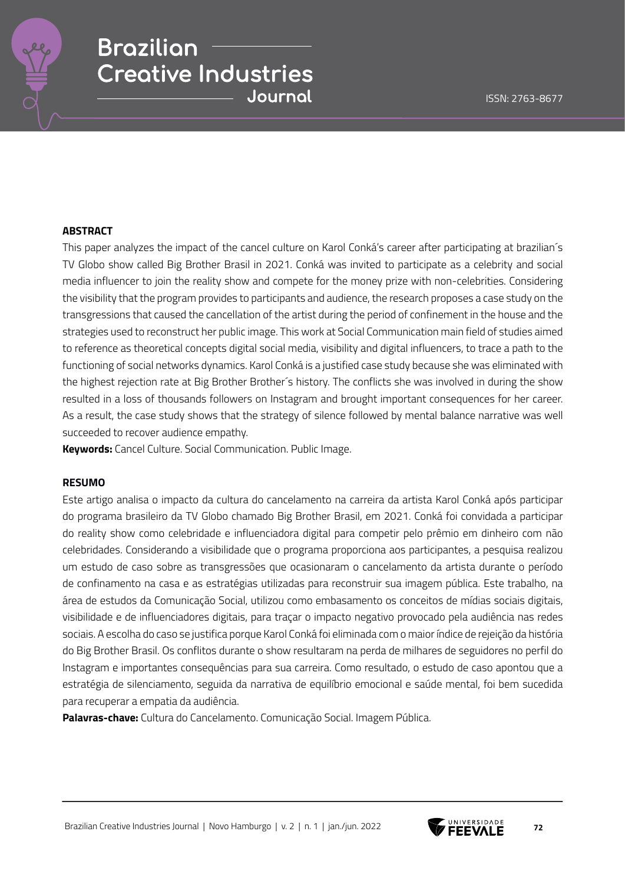**ABSTRACT**

This paper analyzes the impact of the cancel culture on Karol Conká's career after participating at brazilian´s TV Globo show called Big Brother Brasil in 2021. Conká was invited to participate as a celebrity and social media influencer to join the reality show and compete for the money prize with non-celebrities. Considering the visibility that the program provides to participants and audience, the research proposes a case study on the transgressions that caused the cancellation of the artist during the period of confinement in the house and the strategies used to reconstruct her public image. This work at Social Communication main field of studies aimed to reference as theoretical concepts digital social media, visibility and digital influencers, to trace a path to the functioning of social networks dynamics. Karol Conká is a justified case study because she was eliminated with the highest rejection rate at Big Brother Brother´s history. The conflicts she was involved in during the show resulted in a loss of thousands followers on Instagram and brought important consequences for her career. As a result, the case study shows that the strategy of silence followed by mental balance narrative was well succeeded to recover audience empathy.

**Keywords:** Cancel Culture. Social Communication. Public Image.

**RESUMO**

Este artigo analisa o impacto da cultura do cancelamento na carreira da artista Karol Conká após participar do programa brasileiro da TV Globo chamado Big Brother Brasil, em 2021. Conká foi convidada a participar do reality show como celebridade e influenciadora digital para competir pelo prêmio em dinheiro com não celebridades. Considerando a visibilidade que o programa proporciona aos participantes, a pesquisa realizou um estudo de caso sobre as transgressões que ocasionaram o cancelamento da artista durante o período de confinamento na casa e as estratégias utilizadas para reconstruir sua imagem pública. Este trabalho, na área de estudos da Comunicação Social, utilizou como embasamento os conceitos de mídias sociais digitais, visibilidade e de influenciadores digitais, para traçar o impacto negativo provocado pela audiência nas redes sociais. A escolha do caso se justifica porque Karol Conká foi eliminada com o maior índice de rejeição da história do Big Brother Brasil. Os conflitos durante o show resultaram na perda de milhares de seguidores no perfil do Instagram e importantes consequências para sua carreira. Como resultado, o estudo de caso apontou que a estratégia de silenciamento, seguida da narrativa de equilíbrio emocional e saúde mental, foi bem sucedida para recuperar a empatia da audiência.

**Palavras-chave:** Cultura do Cancelamento. Comunicação Social. Imagem Pública.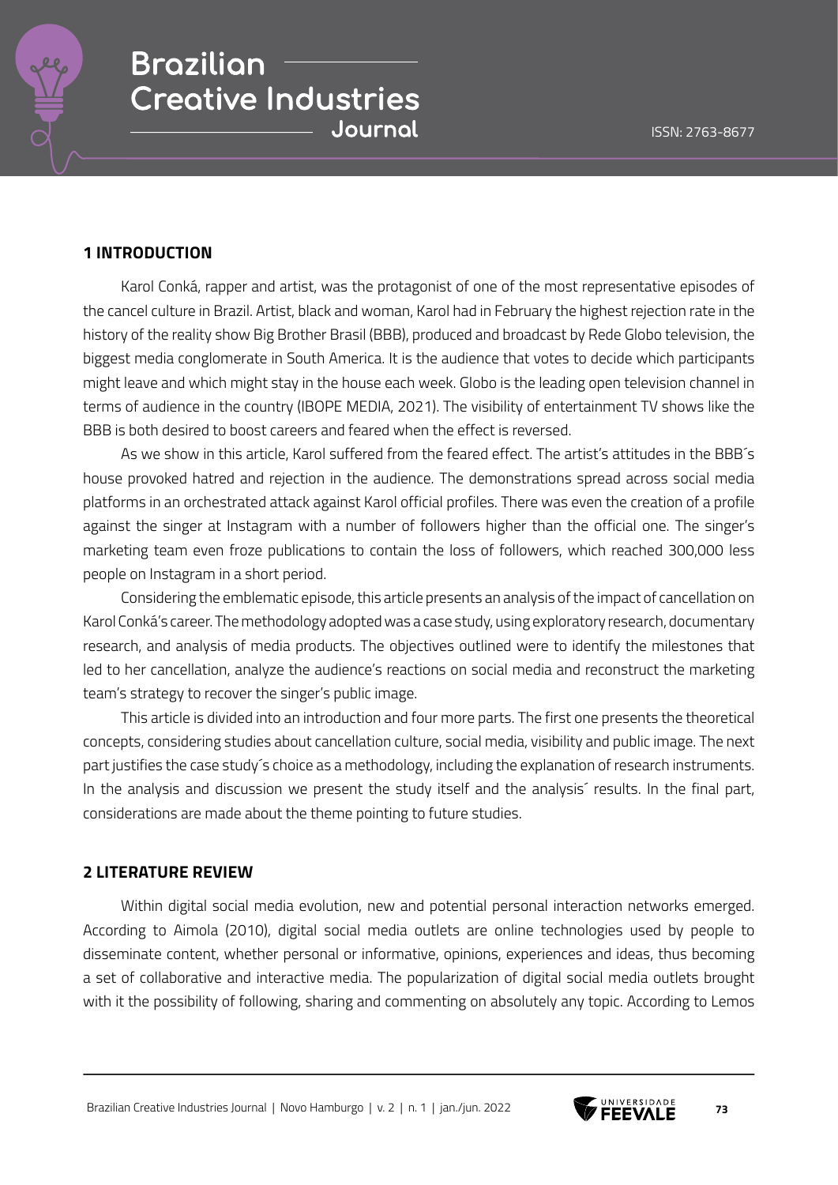## 1 INTRODUCTION

Karol Conká, rapper and artist, was the protagonist of one of the most representative episodes of the cancel culture in Brazil. Artist, black and woman, Karol had in February the highest rejection rate in the history of the reality show Big Brother Brasil (BBB), produced and broadcast by Rede Globo television, the biggest media conglomerate in South America. It is the audience that votes to decide which participants might leave and which might stay in the house each week. Globo is the leading open television channel in terms of audience in the country (IBOPE MEDIA, 2021). The visibility of entertainment TV shows like the BBB is both desired to boost careers and feared when the effect is reversed.

As we show in this article, Karol suffered from the feared effect. The artist's attitudes in the BBB´s house provoked hatred and rejection in the audience. The demonstrations spread across social media platforms in an orchestrated attack against Karol official profiles. There was even the creation of a profile against the singer at Instagram with a number of followers higher than the official one. The singer's marketing team even froze publications to contain the loss of followers, which reached 300,000 less people on Instagram in a short period.

Considering the emblematic episode, this article presents an analysis of the impact of cancellation on Karol Conká's career. The methodology adopted was a case study, using exploratory research, documentary research, and analysis of media products. The objectives outlined were to identify the milestones that led to her cancellation, analyze the audience's reactions on social media and reconstruct the marketing team's strategy to recover the singer's public image.

This article is divided into an introduction and four more parts. The first one presents the theoretical concepts, considering studies about cancellation culture, social media, visibility and public image. The next part justifies the case study´s choice as a methodology, including the explanation of research instruments. In the analysis and discussion we present the study itself and the analysis´ results. In the final part, considerations are made about the theme pointing to future studies.

## 2 LITERATURE REVIEW

Within digital social media evolution, new and potential personal interaction networks emerged. According to Aimola (2010), digital social media outlets are online technologies used by people to disseminate content, whether personal or informative, opinions, experiences and ideas, thus becoming a set of collaborative and interactive media. The popularization of digital social media outlets brought with it the possibility of following, sharing and commenting on absolutely any topic. According to Lemos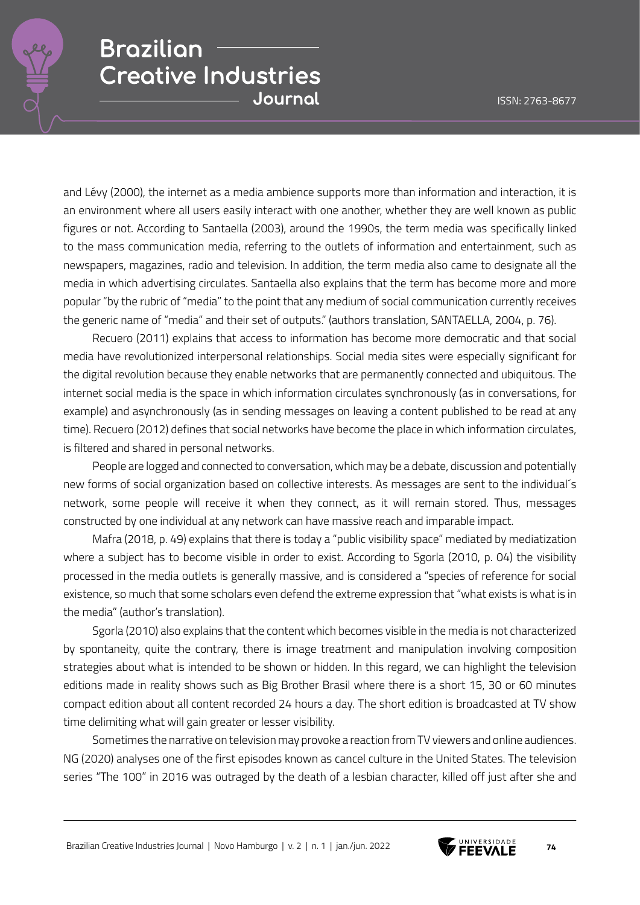and Lévy (2000), the internet as a media ambience supports more than information and interaction, it is an environment where all users easily interact with one another, whether they are well known as public figures or not. According to Santaella (2003), around the 1990s, the term media was specifically linked to the mass communication media, referring to the outlets of information and entertainment, such as newspapers, magazines, radio and television. In addition, the term media also came to designate all the media in which advertising circulates. Santaella also explains that the term has become more and more popular "by the rubric of "media" to the point that any medium of social communication currently receives the generic name of "media" and their set of outputs." (authors translation, SANTAELLA, 2004, p. 76).

Recuero (2011) explains that access to information has become more democratic and that social media have revolutionized interpersonal relationships. Social media sites were especially significant for the digital revolution because they enable networks that are permanently connected and ubiquitous. The internet social media is the space in which information circulates synchronously (as in conversations, for example) and asynchronously (as in sending messages on leaving a content published to be read at any time). Recuero (2012) defines that social networks have become the place in which information circulates, is filtered and shared in personal networks.

People are logged and connected to conversation, which may be a debate, discussion and potentially new forms of social organization based on collective interests. As messages are sent to the individual´s network, some people will receive it when they connect, as it will remain stored. Thus, messages constructed by one individual at any network can have massive reach and imparable impact.

Mafra (2018, p. 49) explains that there is today a "public visibility space" mediated by mediatization where a subject has to become visible in order to exist. According to Sgorla (2010, p. 04) the visibility processed in the media outlets is generally massive, and is considered a "species of reference for social existence, so much that some scholars even defend the extreme expression that "what exists is what is in the media" (author's translation).

Sgorla (2010) also explains that the content which becomes visible in the media is not characterized by spontaneity, quite the contrary, there is image treatment and manipulation involving composition strategies about what is intended to be shown or hidden. In this regard, we can highlight the television editions made in reality shows such as Big Brother Brasil where there is a short 15, 30 or 60 minutes compact edition about all content recorded 24 hours a day. The short edition is broadcasted at TV show time delimiting what will gain greater or lesser visibility.

Sometimes the narrative on television may provoke a reaction from TV viewers and online audiences. NG (2020) analyses one of the first episodes known as cancel culture in the United States. The television series "The 100" in 2016 was outraged by the death of a lesbian character, killed off just after she and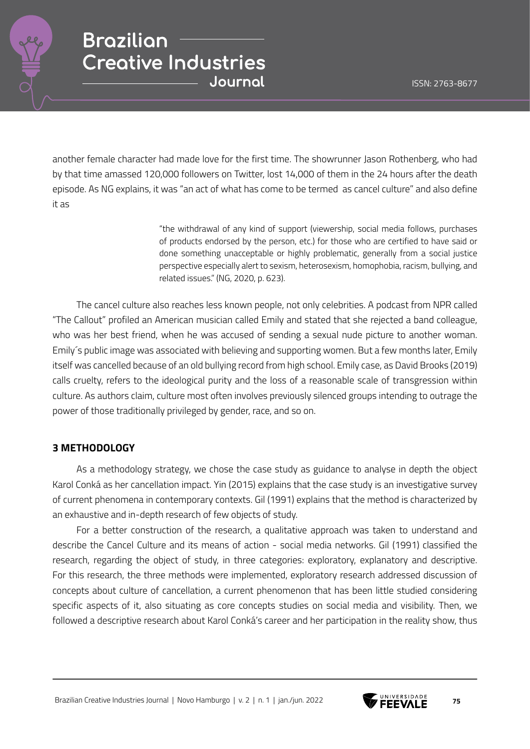another female character had made love for the first time. The showrunner Jason Rothenberg, who had by that time amassed 120,000 followers on Twitter, lost 14,000 of them in the 24 hours after the death episode. As NG explains, it was "an act of what has come to be termed as cancel culture" and also define it as

> "the withdrawal of any kind of support (viewership, social media follows, purchases of products endorsed by the person, etc.) for those who are certified to have said or done something unacceptable or highly problematic, generally from a social justice perspective especially alert to sexism, heterosexism, homophobia, racism, bullying, and related issues." (NG, 2020, p. 623).

The cancel culture also reaches less known people, not only celebrities. A podcast from NPR called "The Callout" profiled an American musician called Emily and stated that she rejected a band colleague, who was her best friend, when he was accused of sending a sexual nude picture to another woman. Emily´s public image was associated with believing and supporting women. But a few months later, Emily itself was cancelled because of an old bullying record from high school. Emily case, as David Brooks (2019) calls cruelty, refers to the ideological purity and the loss of a reasonable scale of transgression within culture. As authors claim, culture most often involves previously silenced groups intending to outrage the power of those traditionally privileged by gender, race, and so on.

## 3 METHODOLOGY

As a methodology strategy, we chose the case study as guidance to analyse in depth the object Karol Conká as her cancellation impact. Yin (2015) explains that the case study is an investigative survey of current phenomena in contemporary contexts. Gil (1991) explains that the method is characterized by an exhaustive and in-depth research of few objects of study.

For a better construction of the research, a qualitative approach was taken to understand and describe the Cancel Culture and its means of action - social media networks. Gil (1991) classified the research, regarding the object of study, in three categories: exploratory, explanatory and descriptive. For this research, the three methods were implemented, exploratory research addressed discussion of concepts about culture of cancellation, a current phenomenon that has been little studied considering specific aspects of it, also situating as core concepts studies on social media and visibility. Then, we followed a descriptive research about Karol Conká's career and her participation in the reality show, thus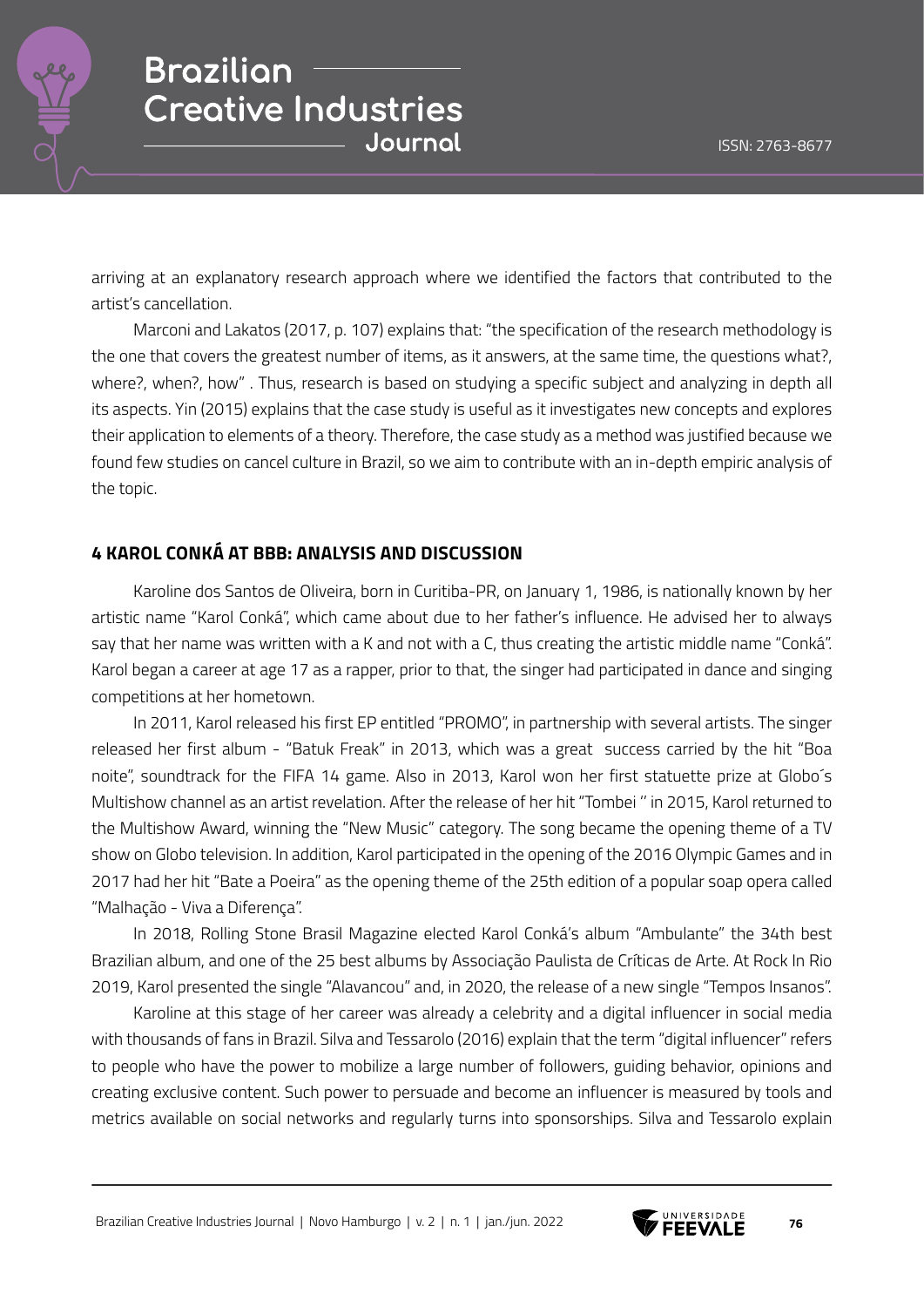arriving at an explanatory research approach where we identified the factors that contributed to the artist's cancellation.

Marconi and Lakatos (2017, p. 107) explains that: "the specification of the research methodology is the one that covers the greatest number of items, as it answers, at the same time, the questions what?, where?, when?, how" . Thus, research is based on studying a specific subject and analyzing in depth all its aspects. Yin (2015) explains that the case study is useful as it investigates new concepts and explores their application to elements of a theory. Therefore, the case study as a method was justified because we found few studies on cancel culture in Brazil, so we aim to contribute with an in-depth empiric analysis of the topic.

## 4 KAROL CONKÁ AT BBB: ANALYSIS AND DISCUSSION

Karoline dos Santos de Oliveira, born in Curitiba-PR, on January 1, 1986, is nationally known by her artistic name "Karol Conká", which came about due to her father's influence. He advised her to always say that her name was written with a K and not with a C, thus creating the artistic middle name "Conká". Karol began a career at age 17 as a rapper, prior to that, the singer had participated in dance and singing competitions at her hometown.

In 2011, Karol released his first EP entitled "PROMO", in partnership with several artists. The singer released her first album - "Batuk Freak" in 2013, which was a great success carried by the hit "Boa noite", soundtrack for the FIFA 14 game. Also in 2013, Karol won her first statuette prize at Globo´s Multishow channel as an artist revelation. After the release of her hit "Tombei '' in 2015, Karol returned to the Multishow Award, winning the "New Music" category. The song became the opening theme of a TV show on Globo television. In addition, Karol participated in the opening of the 2016 Olympic Games and in 2017 had her hit "Bate a Poeira" as the opening theme of the 25th edition of a popular soap opera called "Malhação - Viva a Diferença".

In 2018, Rolling Stone Brasil Magazine elected Karol Conká's album "Ambulante" the 34th best Brazilian album, and one of the 25 best albums by Associação Paulista de Críticas de Arte. At Rock In Rio 2019, Karol presented the single "Alavancou" and, in 2020, the release of a new single "Tempos Insanos".

Karoline at this stage of her career was already a celebrity and a digital influencer in social media with thousands of fans in Brazil. Silva and Tessarolo (2016) explain that the term "digital influencer" refers to people who have the power to mobilize a large number of followers, guiding behavior, opinions and creating exclusive content. Such power to persuade and become an influencer is measured by tools and metrics available on social networks and regularly turns into sponsorships. Silva and Tessarolo explain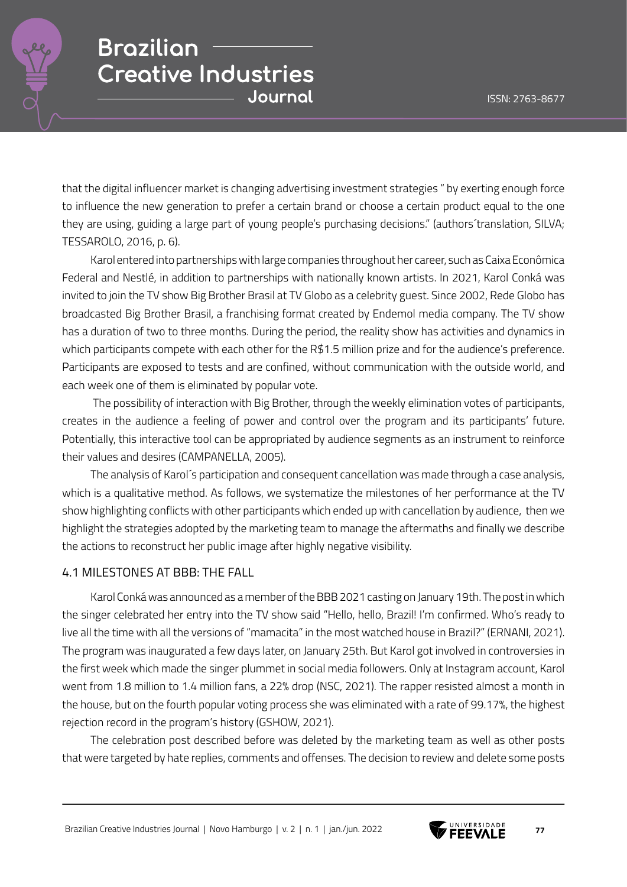that the digital influencer market is changing advertising investment strategies " by exerting enough force to influence the new generation to prefer a certain brand or choose a certain product equal to the one they are using, guiding a large part of young people's purchasing decisions." (authors´translation, SILVA; TESSAROLO, 2016, p. 6).

Karol entered into partnerships with large companies throughout her career, such as Caixa Econômica Federal and Nestlé, in addition to partnerships with nationally known artists. In 2021, Karol Conká was invited to join the TV show Big Brother Brasil at TV Globo as a celebrity guest. Since 2002, Rede Globo has broadcasted Big Brother Brasil, a franchising format created by Endemol media company. The TV show has a duration of two to three months. During the period, the reality show has activities and dynamics in which participants compete with each other for the R$1.5 million prize and for the audience's preference. Participants are exposed to tests and are confined, without communication with the outside world, and each week one of them is eliminated by popular vote.

The possibility of interaction with Big Brother, through the weekly elimination votes of participants, creates in the audience a feeling of power and control over the program and its participants' future. Potentially, this interactive tool can be appropriated by audience segments as an instrument to reinforce their values and desires (CAMPANELLA, 2005).

The analysis of Karol´s participation and consequent cancellation was made through a case analysis, which is a qualitative method. As follows, we systematize the milestones of her performance at the TV show highlighting conflicts with other participants which ended up with cancellation by audience, then we highlight the strategies adopted by the marketing team to manage the aftermaths and finally we describe the actions to reconstruct her public image after highly negative visibility.

## 4.1 MILESTONES AT BBB: THE FALL

Karol Conká was announced as a member of the BBB 2021 casting on January 19th. The post in which the singer celebrated her entry into the TV show said "Hello, hello, Brazil! I'm confirmed. Who's ready to live all the time with all the versions of "mamacita" in the most watched house in Brazil?" (ERNANI, 2021). The program was inaugurated a few days later, on January 25th. But Karol got involved in controversies in the first week which made the singer plummet in social media followers. Only at Instagram account, Karol went from 1.8 million to 1.4 million fans, a 22% drop (NSC, 2021). The rapper resisted almost a month in the house, but on the fourth popular voting process she was eliminated with a rate of 99.17%, the highest rejection record in the program's history (GSHOW, 2021).

The celebration post described before was deleted by the marketing team as well as other posts that were targeted by hate replies, comments and offenses. The decision to review and delete some posts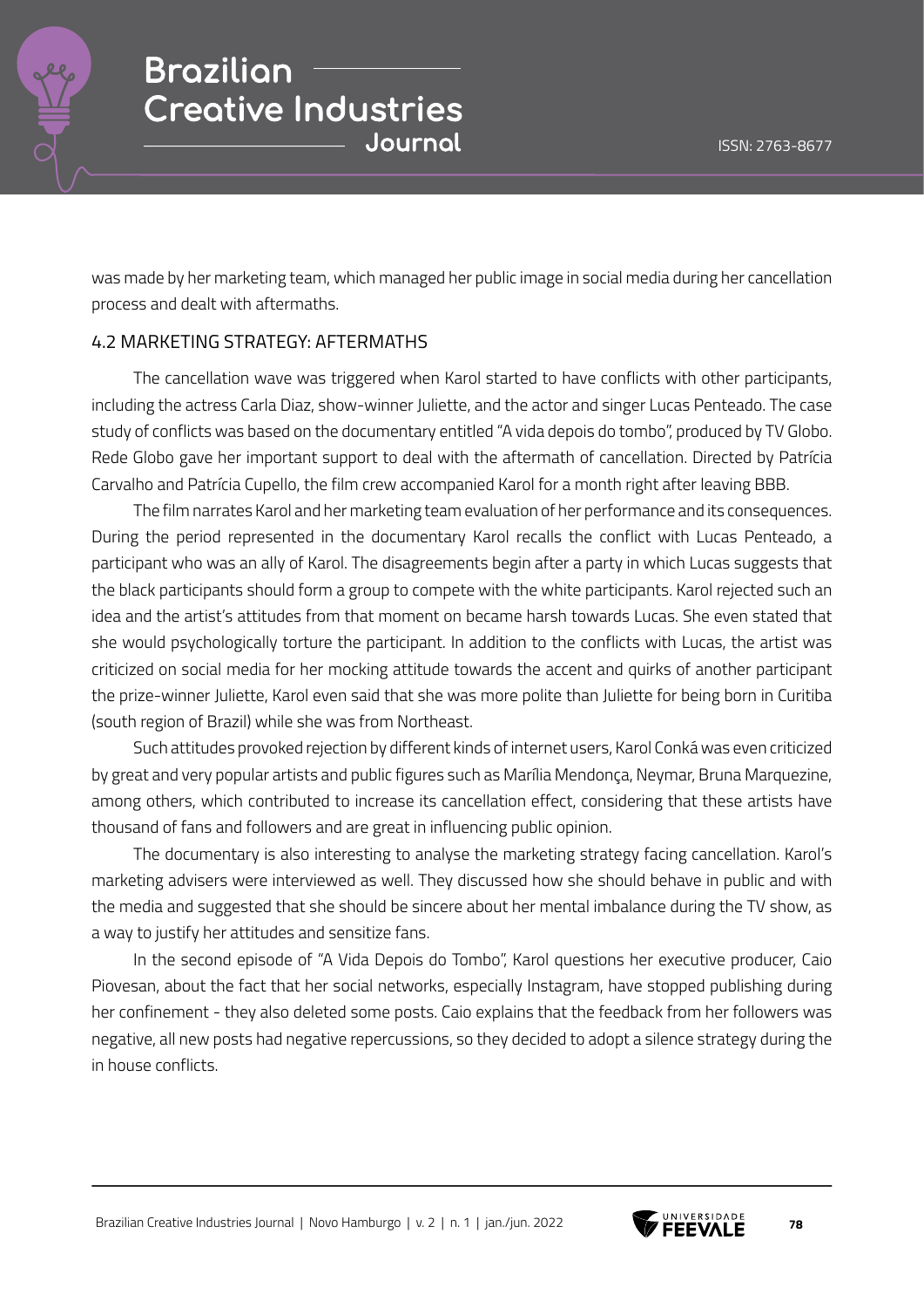was made by her marketing team, which managed her public image in social media during her cancellation process and dealt with aftermaths.

## 4.2 MARKETING STRATEGY: AFTERMATHS

The cancellation wave was triggered when Karol started to have conflicts with other participants, including the actress Carla Diaz, show-winner Juliette, and the actor and singer Lucas Penteado. The case study of conflicts was based on the documentary entitled "A vida depois do tombo", produced by TV Globo. Rede Globo gave her important support to deal with the aftermath of cancellation. Directed by Patrícia Carvalho and Patrícia Cupello, the film crew accompanied Karol for a month right after leaving BBB.

The film narrates Karol and her marketing team evaluation of her performance and its consequences. During the period represented in the documentary Karol recalls the conflict with Lucas Penteado, a participant who was an ally of Karol. The disagreements begin after a party in which Lucas suggests that the black participants should form a group to compete with the white participants. Karol rejected such an idea and the artist's attitudes from that moment on became harsh towards Lucas. She even stated that she would psychologically torture the participant. In addition to the conflicts with Lucas, the artist was criticized on social media for her mocking attitude towards the accent and quirks of another participant the prize-winner Juliette, Karol even said that she was more polite than Juliette for being born in Curitiba (south region of Brazil) while she was from Northeast.

Such attitudes provoked rejection by different kinds of internet users, Karol Conká was even criticized by great and very popular artists and public figures such as Marília Mendonça, Neymar, Bruna Marquezine, among others, which contributed to increase its cancellation effect, considering that these artists have thousand of fans and followers and are great in influencing public opinion.

The documentary is also interesting to analyse the marketing strategy facing cancellation. Karol's marketing advisers were interviewed as well. They discussed how she should behave in public and with the media and suggested that she should be sincere about her mental imbalance during the TV show, as a way to justify her attitudes and sensitize fans.

In the second episode of "A Vida Depois do Tombo", Karol questions her executive producer, Caio Piovesan, about the fact that her social networks, especially Instagram, have stopped publishing during her confinement - they also deleted some posts. Caio explains that the feedback from her followers was negative, all new posts had negative repercussions, so they decided to adopt a silence strategy during the in house conflicts.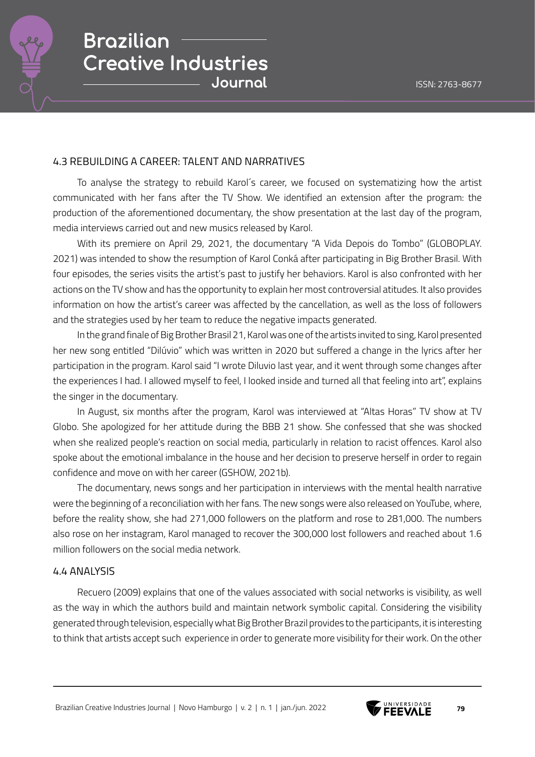### 4.3 REBUILDING A CAREER: TALENT AND NARRATIVES

To analyse the strategy to rebuild Karol´s career, we focused on systematizing how the artist communicated with her fans after the TV Show. We identified an extension after the program: the production of the aforementioned documentary, the show presentation at the last day of the program, media interviews carried out and new musics released by Karol.

With its premiere on April 29, 2021, the documentary "A Vida Depois do Tombo" (GLOBOPLAY. 2021) was intended to show the resumption of Karol Conká after participating in Big Brother Brasil. With four episodes, the series visits the artist's past to justify her behaviors. Karol is also confronted with her actions on the TV show and has the opportunity to explain her most controversial atitudes. It also provides information on how the artist's career was affected by the cancellation, as well as the loss of followers and the strategies used by her team to reduce the negative impacts generated.

In the grand finale of Big Brother Brasil 21, Karol was one of the artists invited to sing, Karol presented her new song entitled "Dilúvio" which was written in 2020 but suffered a change in the lyrics after her participation in the program. Karol said "I wrote Diluvio last year, and it went through some changes after the experiences I had. I allowed myself to feel, I looked inside and turned all that feeling into art", explains the singer in the documentary.

In August, six months after the program, Karol was interviewed at "Altas Horas" TV show at TV Globo. She apologized for her attitude during the BBB 21 show. She confessed that she was shocked when she realized people's reaction on social media, particularly in relation to racist offences. Karol also spoke about the emotional imbalance in the house and her decision to preserve herself in order to regain confidence and move on with her career (GSHOW, 2021b).

The documentary, news songs and her participation in interviews with the mental health narrative were the beginning of a reconciliation with her fans. The new songs were also released on YouTube, where, before the reality show, she had 271,000 followers on the platform and rose to 281,000. The numbers also rose on her instagram, Karol managed to recover the 300,000 lost followers and reached about 1.6 million followers on the social media network.

### 4.4 ANALYSIS

Recuero (2009) explains that one of the values associated with social networks is visibility, as well as the way in which the authors build and maintain network symbolic capital. Considering the visibility generated through television, especially what Big Brother Brazil provides to the participants, it is interesting to think that artists accept such experience in order to generate more visibility for their work. On the other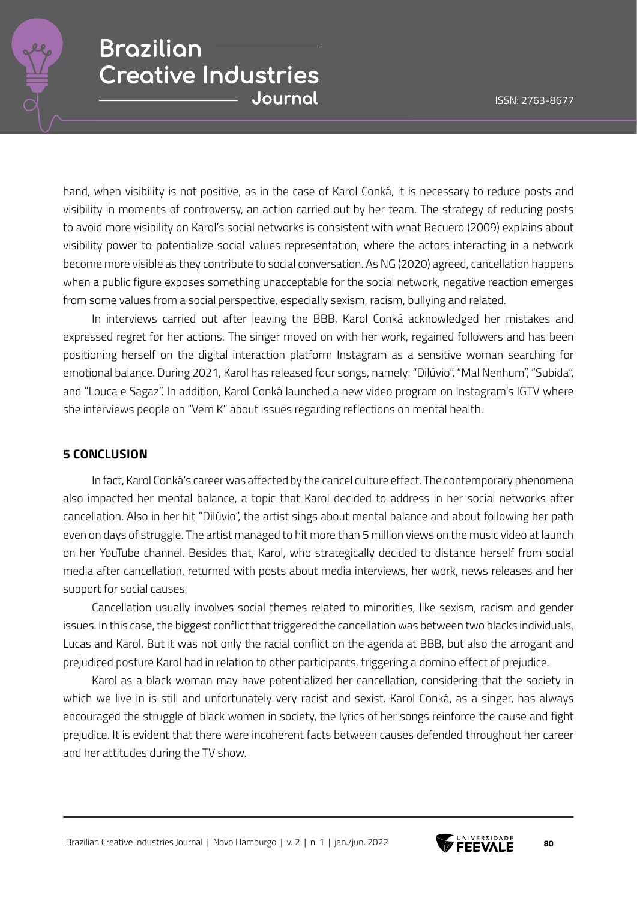hand, when visibility is not positive, as in the case of Karol Conká, it is necessary to reduce posts and visibility in moments of controversy, an action carried out by her team. The strategy of reducing posts to avoid more visibility on Karol's social networks is consistent with what Recuero (2009) explains about visibility power to potentialize social values representation, where the actors interacting in a network become more visible as they contribute to social conversation. As NG (2020) agreed, cancellation happens when a public figure exposes something unacceptable for the social network, negative reaction emerges from some values from a social perspective, especially sexism, racism, bullying and related.

In interviews carried out after leaving the BBB, Karol Conká acknowledged her mistakes and expressed regret for her actions. The singer moved on with her work, regained followers and has been positioning herself on the digital interaction platform Instagram as a sensitive woman searching for emotional balance. During 2021, Karol has released four songs, namely: "Dilúvio", "Mal Nenhum", "Subida", and "Louca e Sagaz". In addition, Karol Conká launched a new video program on Instagram's IGTV where she interviews people on "Vem K" about issues regarding reflections on mental health.

## 5 CONCLUSION

In fact, Karol Conká's career was affected by the cancel culture effect. The contemporary phenomena also impacted her mental balance, a topic that Karol decided to address in her social networks after cancellation. Also in her hit "Dilúvio", the artist sings about mental balance and about following her path even on days of struggle. The artist managed to hit more than 5 million views on the music video at launch on her YouTube channel. Besides that, Karol, who strategically decided to distance herself from social media after cancellation, returned with posts about media interviews, her work, news releases and her support for social causes.

Cancellation usually involves social themes related to minorities, like sexism, racism and gender issues. In this case, the biggest conflict that triggered the cancellation was between two blacks individuals, Lucas and Karol. But it was not only the racial conflict on the agenda at BBB, but also the arrogant and prejudiced posture Karol had in relation to other participants, triggering a domino effect of prejudice.

Karol as a black woman may have potentialized her cancellation, considering that the society in which we live in is still and unfortunately very racist and sexist. Karol Conká, as a singer, has always encouraged the struggle of black women in society, the lyrics of her songs reinforce the cause and fight prejudice. It is evident that there were incoherent facts between causes defended throughout her career and her attitudes during the TV show.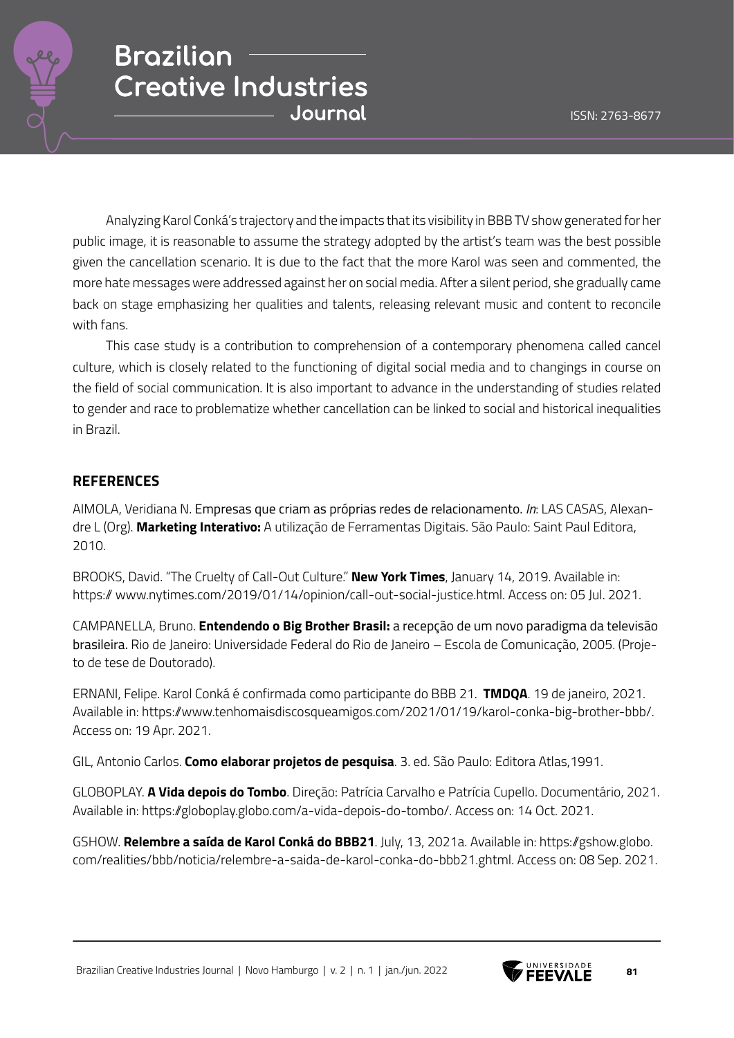Analyzing Karol Conká's trajectory and the impacts that its visibility in BBB TV show generated for her public image, it is reasonable to assume the strategy adopted by the artist's team was the best possible given the cancellation scenario. It is due to the fact that the more Karol was seen and commented, the more hate messages were addressed against her on social media. After a silent period, she gradually came back on stage emphasizing her qualities and talents, releasing relevant music and content to reconcile with fans.

This case study is a contribution to comprehension of a contemporary phenomena called cancel culture, which is closely related to the functioning of digital social media and to changings in course on the field of social communication. It is also important to advance in the understanding of studies related to gender and race to problematize whether cancellation can be linked to social and historical inequalities in Brazil.

## REFERENCES

AIMOLA, Veridiana N. Empresas que criam as próprias redes de relacionamento. *In*: LAS CASAS, Alexandre L (Org). **Marketing Interativo:** A utilização de Ferramentas Digitais. São Paulo: Saint Paul Editora, 2010.

BROOKS, David. "The Cruelty of Call-Out Culture." **New York Times**, January 14, 2019. Available in: https:// www.nytimes.com/2019/01/14/opinion/call-out-social-justice.html. Access on: 05 Jul. 2021.

CAMPANELLA, Bruno. **Entendendo o Big Brother Brasil:** a recepção de um novo paradigma da televisão brasileira. Rio de Janeiro: Universidade Federal do Rio de Janeiro – Escola de Comunicação, 2005. (Projeto de tese de Doutorado).

ERNANI, Felipe. Karol Conká é confirmada como participante do BBB 21. **TMDQA**. 19 de janeiro, 2021. Available in: https://www.tenhomaisdiscosqueamigos.com/2021/01/19/karol-conka-big-brother-bbb/. Access on: 19 Apr. 2021.

GIL, Antonio Carlos. **Como elaborar projetos de pesquisa**. 3. ed. São Paulo: Editora Atlas,1991.

GLOBOPLAY. **A Vida depois do Tombo**. Direção: Patrícia Carvalho e Patrícia Cupello. Documentário, 2021. Available in: https://globoplay.globo.com/a-vida-depois-do-tombo/. Access on: 14 Oct. 2021.

GSHOW. **Relembre a saída de Karol Conká do BBB21**. July, 13, 2021a. Available in: https://gshow.globo.com/realities/bbb/noticia/relembre-a-saida-de-karol-conka-do-bbb21.ghtml. Access on: 08 Sep. 2021.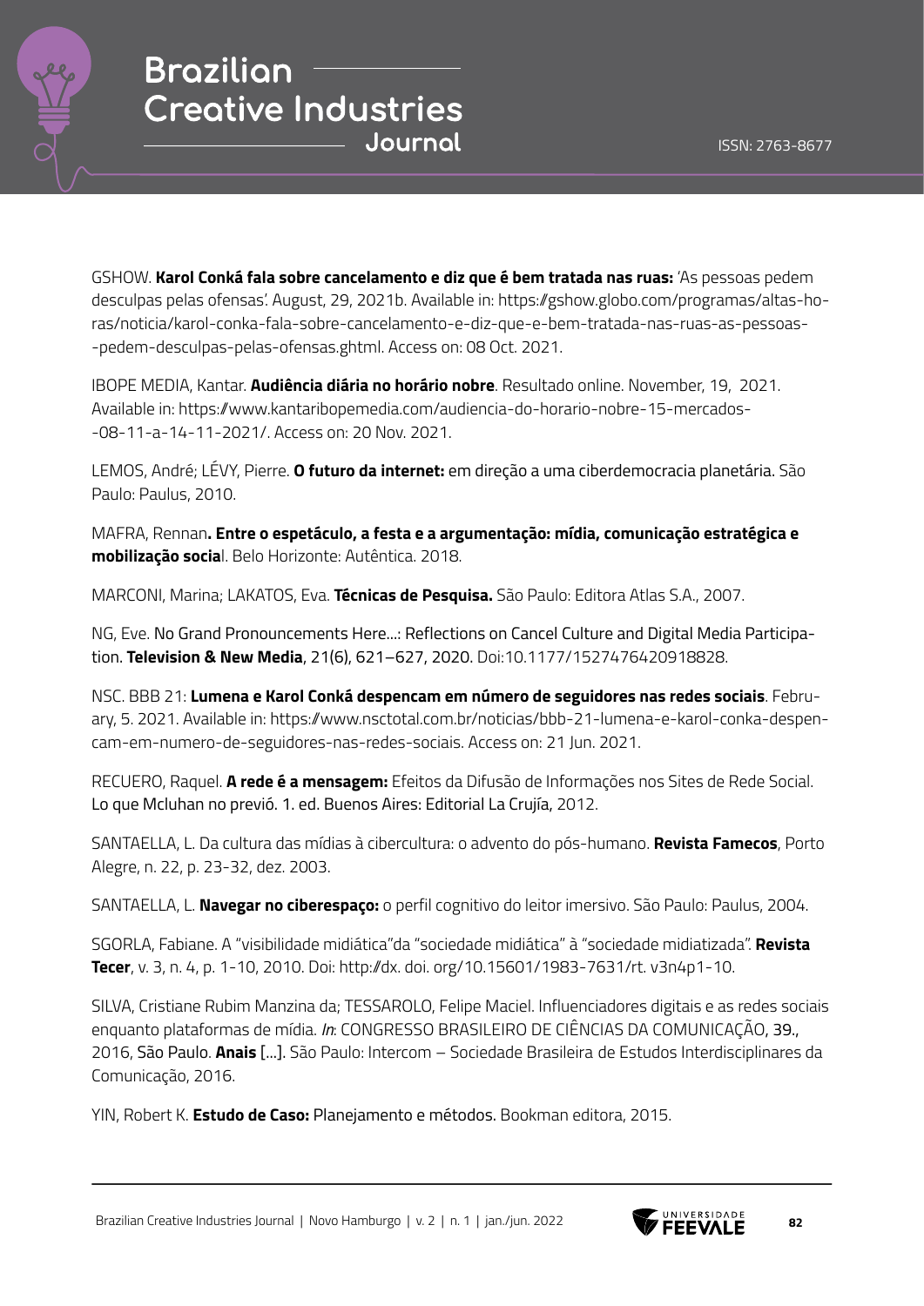GSHOW. **Karol Conká fala sobre cancelamento e diz que é bem tratada nas ruas:** 'As pessoas pedem desculpas pelas ofensas'. August, 29, 2021b. Available in: https://gshow.globo.com/programas/altas-horas/noticia/karol-conka-fala-sobre-cancelamento-e-diz-que-e-bem-tratada-nas-ruas-as-pessoas-pedem-desculpas-pelas-ofensas.ghtml. Access on: 08 Oct. 2021.

IBOPE MEDIA, Kantar. **Audiência diária no horário nobre**. Resultado online. November, 19, 2021. Available in: https://www.kantaribopemedia.com/audiencia-do-horario-nobre-15-mercados-08-11-a-14-11-2021/. Access on: 20 Nov. 2021.

LEMOS, André; LÉVY, Pierre. **O futuro da internet:** em direção a uma ciberdemocracia planetária. São Paulo: Paulus, 2010.

MAFRA, Rennan**. Entre o espetáculo, a festa e a argumentação: mídia, comunicação estratégica e mobilização socia**l. Belo Horizonte: Autêntica. 2018.

MARCONI, Marina; LAKATOS, Eva. **Técnicas de Pesquisa.** São Paulo: Editora Atlas S.A., 2007.

NG, Eve. No Grand Pronouncements Here...: Reflections on Cancel Culture and Digital Media Participation. **Television & New Media**, 21(6), 621–627, 2020. Doi:10.1177/1527476420918828.

NSC. BBB 21: **Lumena e Karol Conká despencam em número de seguidores nas redes sociais**. February, 5. 2021. Available in: https://www.nsctotal.com.br/noticias/bbb-21-lumena-e-karol-conka-despencam-em-numero-de-seguidores-nas-redes-sociais. Access on: 21 Jun. 2021.

RECUERO, Raquel. **A rede é a mensagem:** Efeitos da Difusão de Informações nos Sites de Rede Social. Lo que Mcluhan no previó. 1. ed. Buenos Aires: Editorial La Crujía, 2012.

SANTAELLA, L. Da cultura das mídias à cibercultura: o advento do pós-humano. **Revista Famecos**, Porto Alegre, n. 22, p. 23-32, dez. 2003.

SANTAELLA, L. **Navegar no ciberespaço:** o perfil cognitivo do leitor imersivo. São Paulo: Paulus, 2004.

SGORLA, Fabiane. A "visibilidade midiática"da "sociedade midiática" à "sociedade midiatizada". **Revista Tecer**, v. 3, n. 4, p. 1-10, 2010. Doi: http://dx. doi. org/10.15601/1983-7631/rt. v3n4p1-10.

SILVA, Cristiane Rubim Manzina da; TESSAROLO, Felipe Maciel. Influenciadores digitais e as redes sociais enquanto plataformas de mídia. *In*: CONGRESSO BRASILEIRO DE CIÊNCIAS DA COMUNICAÇÃO, 39., 2016, São Paulo. **Anais** [...]. São Paulo: Intercom – Sociedade Brasileira de Estudos Interdisciplinares da Comunicação, 2016.

YIN, Robert K. **Estudo de Caso:** Planejamento e métodos. Bookman editora, 2015.